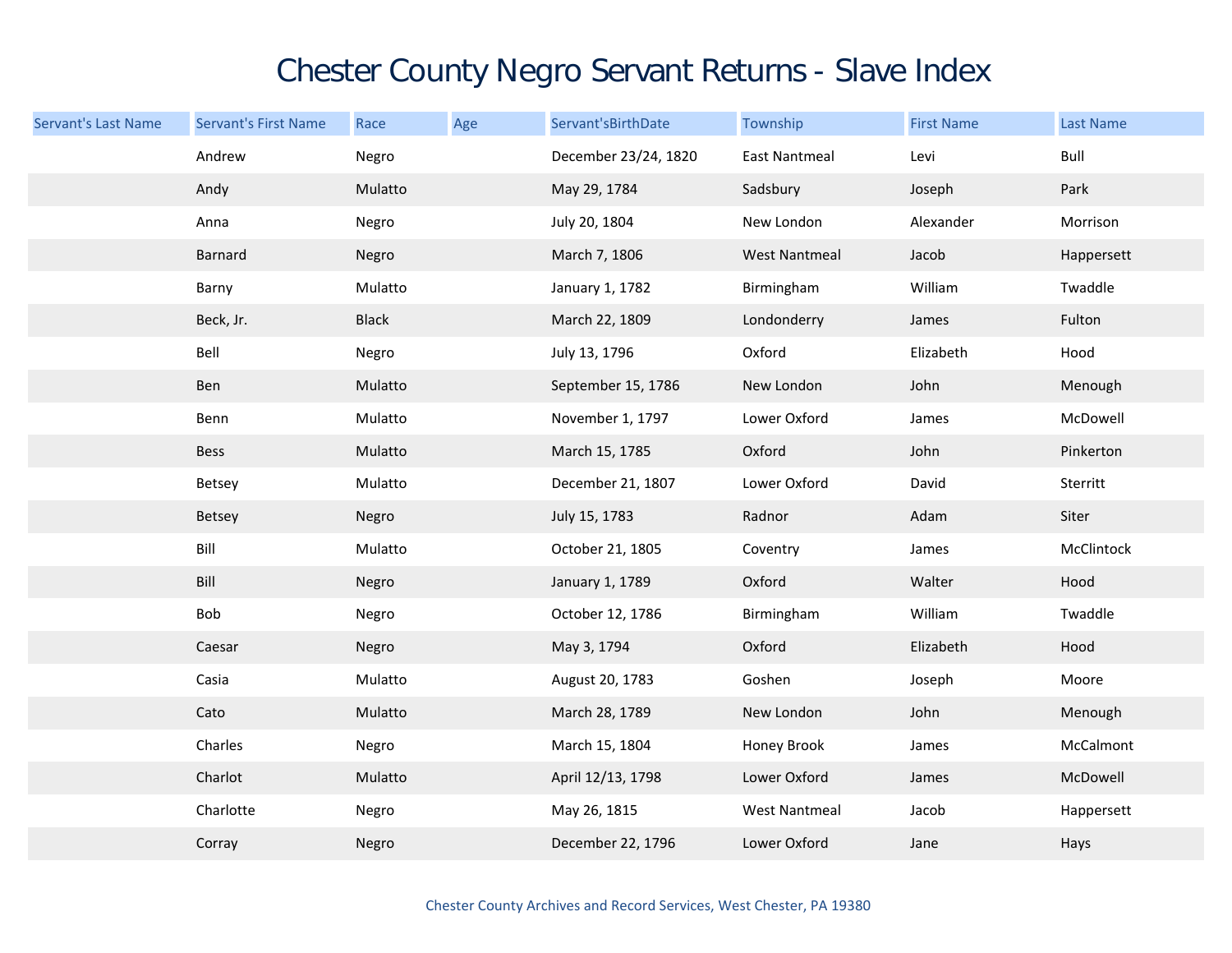# Chester County Negro Servant Returns - Slave Index

| Servant's Last Name | Servant's First Name | Race | Age | Servant'sBirthDate | Township | First Name | Last Name |
|---|---|---|---|---|---|---|---|
| | Andrew | Negro | | December 23/24, 1820 | East Nantmeal | Levi | Bull |
| | Andy | Mulatto | | May 29, 1784 | Sadsbury | Joseph | Park |
| | Anna | Negro | | July 20, 1804 | New London | Alexander | Morrison |
| | Barnard | Negro | | March 7, 1806 | West Nantmeal | Jacob | Happersett |
| | Barny | Mulatto | | January 1, 1782 | Birmingham | William | Twaddle |
| | Beck, Jr. | Black | | March 22, 1809 | Londonderry | James | Fulton |
| | Bell | Negro | | July 13, 1796 | Oxford | Elizabeth | Hood |
| | Ben | Mulatto | | September 15, 1786 | New London | John | Menough |
| | Benn | Mulatto | | November 1, 1797 | Lower Oxford | James | McDowell |
| | Bess | Mulatto | | March 15, 1785 | Oxford | John | Pinkerton |
| | Betsey | Mulatto | | December 21, 1807 | Lower Oxford | David | Sterritt |
| | Betsey | Negro | | July 15, 1783 | Radnor | Adam | Siter |
| | Bill | Mulatto | | October 21, 1805 | Coventry | James | McClintock |
| | Bill | Negro | | January 1, 1789 | Oxford | Walter | Hood |
| | Bob | Negro | | October 12, 1786 | Birmingham | William | Twaddle |
| | Caesar | Negro | | May 3, 1794 | Oxford | Elizabeth | Hood |
| | Casia | Mulatto | | August 20, 1783 | Goshen | Joseph | Moore |
| | Cato | Mulatto | | March 28, 1789 | New London | John | Menough |
| | Charles | Negro | | March 15, 1804 | Honey Brook | James | McCalmont |
| | Charlot | Mulatto | | April 12/13, 1798 | Lower Oxford | James | McDowell |
| | Charlotte | Negro | | May 26, 1815 | West Nantmeal | Jacob | Happersett |
| | Corray | Negro | | December 22, 1796 | Lower Oxford | Jane | Hays |

Chester County Archives and Record Services, West Chester, PA 19380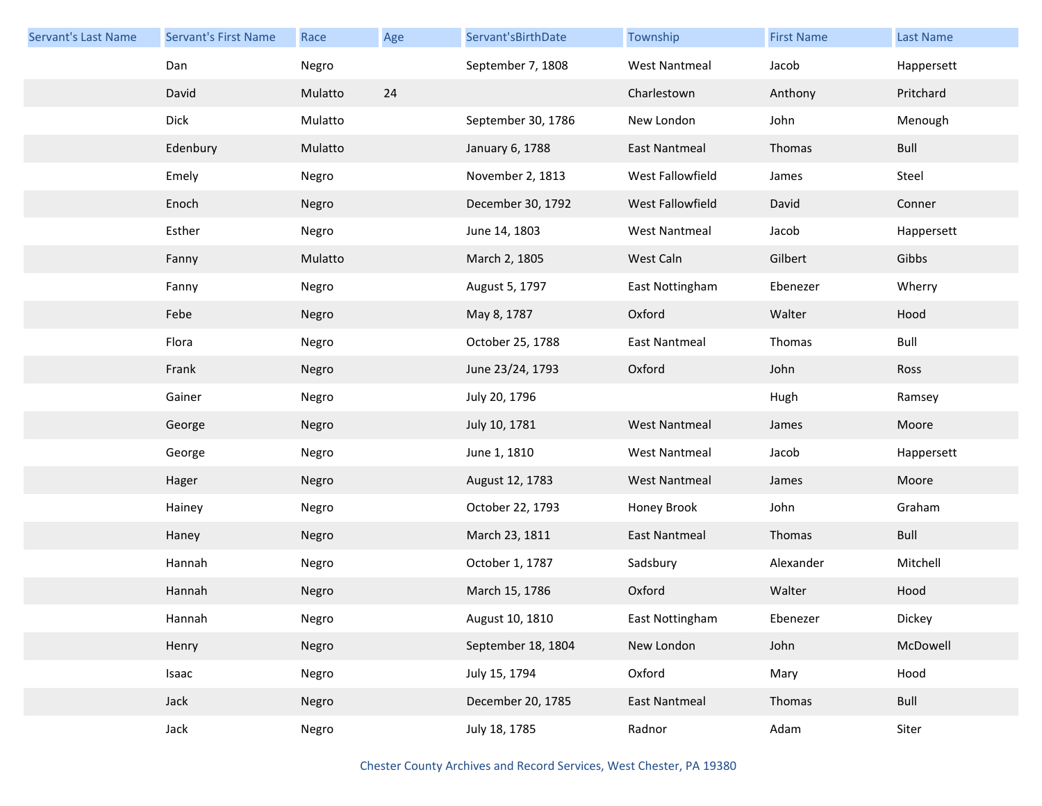| Servant's Last Name | Servant's First Name | Race | Age | Servant'sBirthDate | Township | First Name | Last Name |
|---|---|---|---|---|---|---|---|
| | Dan | Negro | | September 7, 1808 | West Nantmeal | Jacob | Happersett |
| | David | Mulatto | 24 | | Charlestown | Anthony | Pritchard |
| | Dick | Mulatto | | September 30, 1786 | New London | John | Menough |
| | Edenbury | Mulatto | | January 6, 1788 | East Nantmeal | Thomas | Bull |
| | Emely | Negro | | November 2, 1813 | West Fallowfield | James | Steel |
| | Enoch | Negro | | December 30, 1792 | West Fallowfield | David | Conner |
| | Esther | Negro | | June 14, 1803 | West Nantmeal | Jacob | Happersett |
| | Fanny | Mulatto | | March 2, 1805 | West Caln | Gilbert | Gibbs |
| | Fanny | Negro | | August 5, 1797 | East Nottingham | Ebenezer | Wherry |
| | Febe | Negro | | May 8, 1787 | Oxford | Walter | Hood |
| | Flora | Negro | | October 25, 1788 | East Nantmeal | Thomas | Bull |
| | Frank | Negro | | June 23/24, 1793 | Oxford | John | Ross |
| | Gainer | Negro | | July 20, 1796 | | Hugh | Ramsey |
| | George | Negro | | July 10, 1781 | West Nantmeal | James | Moore |
| | George | Negro | | June 1, 1810 | West Nantmeal | Jacob | Happersett |
| | Hager | Negro | | August 12, 1783 | West Nantmeal | James | Moore |
| | Hainey | Negro | | October 22, 1793 | Honey Brook | John | Graham |
| | Haney | Negro | | March 23, 1811 | East Nantmeal | Thomas | Bull |
| | Hannah | Negro | | October 1, 1787 | Sadsbury | Alexander | Mitchell |
| | Hannah | Negro | | March 15, 1786 | Oxford | Walter | Hood |
| | Hannah | Negro | | August 10, 1810 | East Nottingham | Ebenezer | Dickey |
| | Henry | Negro | | September 18, 1804 | New London | John | McDowell |
| | Isaac | Negro | | July 15, 1794 | Oxford | Mary | Hood |
| | Jack | Negro | | December 20, 1785 | East Nantmeal | Thomas | Bull |
| | Jack | Negro | | July 18, 1785 | Radnor | Adam | Siter |

Chester County Archives and Record Services, West Chester, PA 19380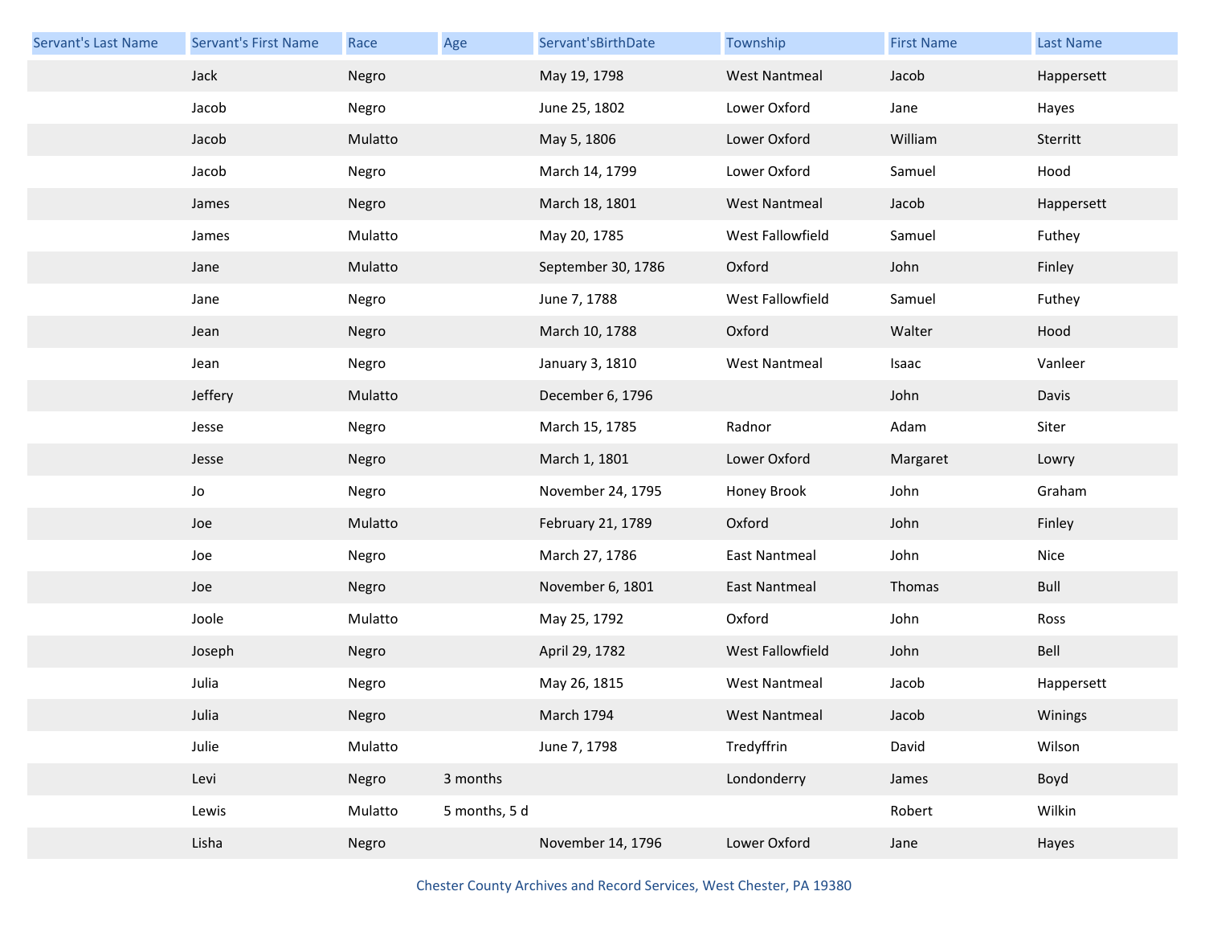| Servant's Last Name | Servant's First Name | Race | Age | Servant'sBirthDate | Township | First Name | Last Name |
|---|---|---|---|---|---|---|---|
| | Jack | Negro | | May 19, 1798 | West Nantmeal | Jacob | Happersett |
| | Jacob | Negro | | June 25, 1802 | Lower Oxford | Jane | Hayes |
| | Jacob | Mulatto | | May 5, 1806 | Lower Oxford | William | Sterritt |
| | Jacob | Negro | | March 14, 1799 | Lower Oxford | Samuel | Hood |
| | James | Negro | | March 18, 1801 | West Nantmeal | Jacob | Happersett |
| | James | Mulatto | | May 20, 1785 | West Fallowfield | Samuel | Futhey |
| | Jane | Mulatto | | September 30, 1786 | Oxford | John | Finley |
| | Jane | Negro | | June 7, 1788 | West Fallowfield | Samuel | Futhey |
| | Jean | Negro | | March 10, 1788 | Oxford | Walter | Hood |
| | Jean | Negro | | January 3, 1810 | West Nantmeal | Isaac | Vanleer |
| | Jeffery | Mulatto | | December 6, 1796 | | John | Davis |
| | Jesse | Negro | | March 15, 1785 | Radnor | Adam | Siter |
| | Jesse | Negro | | March 1, 1801 | Lower Oxford | Margaret | Lowry |
| | Jo | Negro | | November 24, 1795 | Honey Brook | John | Graham |
| | Joe | Mulatto | | February 21, 1789 | Oxford | John | Finley |
| | Joe | Negro | | March 27, 1786 | East Nantmeal | John | Nice |
| | Joe | Negro | | November 6, 1801 | East Nantmeal | Thomas | Bull |
| | Joole | Mulatto | | May 25, 1792 | Oxford | John | Ross |
| | Joseph | Negro | | April 29, 1782 | West Fallowfield | John | Bell |
| | Julia | Negro | | May 26, 1815 | West Nantmeal | Jacob | Happersett |
| | Julia | Negro | | March 1794 | West Nantmeal | Jacob | Winings |
| | Julie | Mulatto | | June 7, 1798 | Tredyffrin | David | Wilson |
| | Levi | Negro | 3 months | | Londonderry | James | Boyd |
| | Lewis | Mulatto | 5 months, 5 d | | | Robert | Wilkin |
| | Lisha | Negro | | November 14, 1796 | Lower Oxford | Jane | Hayes |

Chester County Archives and Record Services, West Chester, PA 19380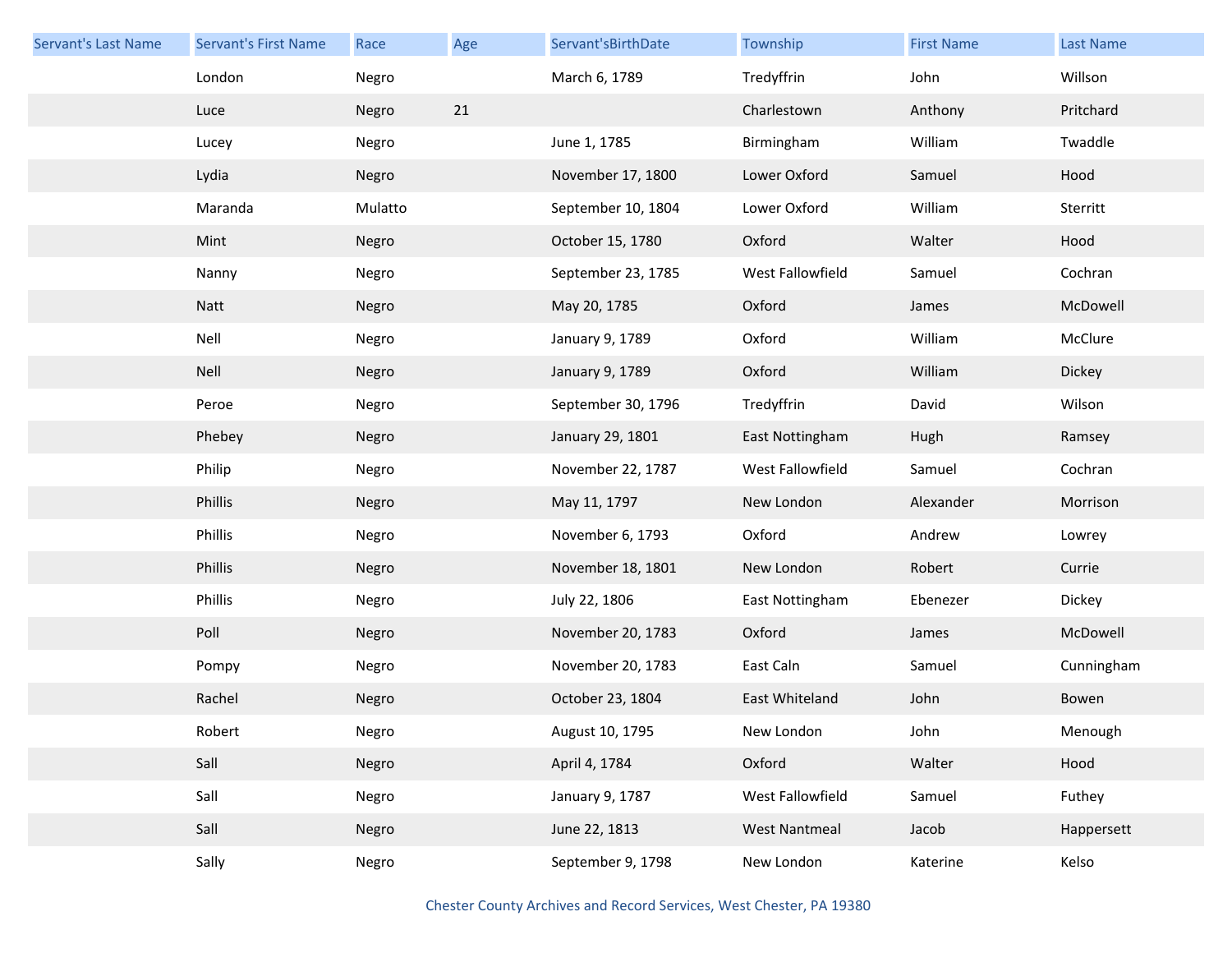| Servant's Last Name | Servant's First Name | Race | Age | Servant'sBirthDate | Township | First Name | Last Name |
|---|---|---|---|---|---|---|---|
| | London | Negro | | March 6, 1789 | Tredyffrin | John | Willson |
| | Luce | Negro | 21 | | Charlestown | Anthony | Pritchard |
| | Lucey | Negro | | June 1, 1785 | Birmingham | William | Twaddle |
| | Lydia | Negro | | November 17, 1800 | Lower Oxford | Samuel | Hood |
| | Maranda | Mulatto | | September 10, 1804 | Lower Oxford | William | Sterritt |
| | Mint | Negro | | October 15, 1780 | Oxford | Walter | Hood |
| | Nanny | Negro | | September 23, 1785 | West Fallowfield | Samuel | Cochran |
| | Natt | Negro | | May 20, 1785 | Oxford | James | McDowell |
| | Nell | Negro | | January 9, 1789 | Oxford | William | McClure |
| | Nell | Negro | | January 9, 1789 | Oxford | William | Dickey |
| | Peroe | Negro | | September 30, 1796 | Tredyffrin | David | Wilson |
| | Phebey | Negro | | January 29, 1801 | East Nottingham | Hugh | Ramsey |
| | Philip | Negro | | November 22, 1787 | West Fallowfield | Samuel | Cochran |
| | Phillis | Negro | | May 11, 1797 | New London | Alexander | Morrison |
| | Phillis | Negro | | November 6, 1793 | Oxford | Andrew | Lowrey |
| | Phillis | Negro | | November 18, 1801 | New London | Robert | Currie |
| | Phillis | Negro | | July 22, 1806 | East Nottingham | Ebenezer | Dickey |
| | Poll | Negro | | November 20, 1783 | Oxford | James | McDowell |
| | Pompy | Negro | | November 20, 1783 | East Caln | Samuel | Cunningham |
| | Rachel | Negro | | October 23, 1804 | East Whiteland | John | Bowen |
| | Robert | Negro | | August 10, 1795 | New London | John | Menough |
| | Sall | Negro | | April 4, 1784 | Oxford | Walter | Hood |
| | Sall | Negro | | January 9, 1787 | West Fallowfield | Samuel | Futhey |
| | Sall | Negro | | June 22, 1813 | West Nantmeal | Jacob | Happersett |
| | Sally | Negro | | September 9, 1798 | New London | Katerine | Kelso |

Chester County Archives and Record Services, West Chester, PA 19380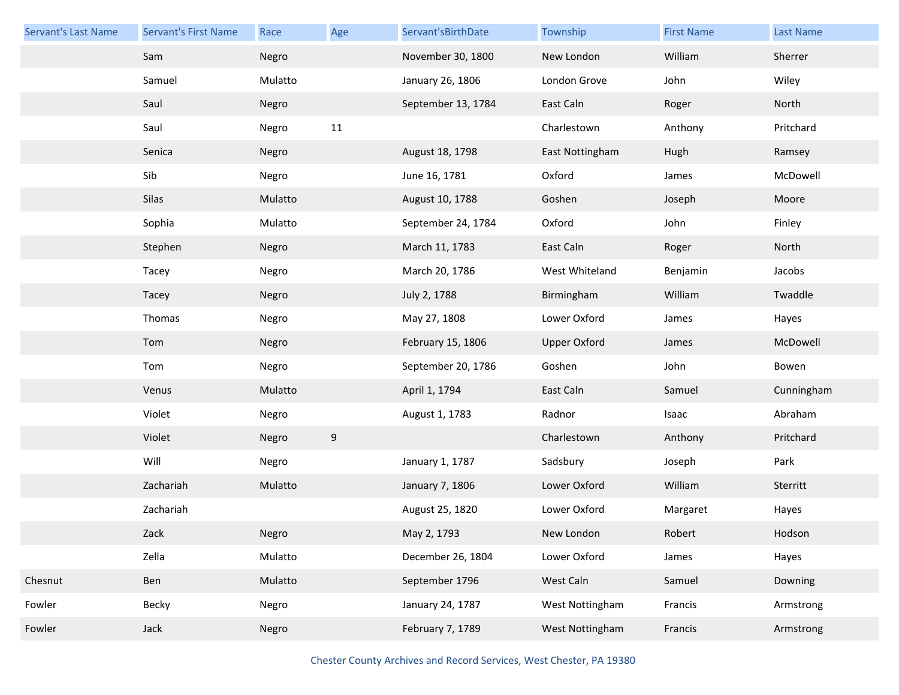| Servant's Last Name | Servant's First Name | Race | Age | Servant'sBirthDate | Township | First Name | Last Name |
|---|---|---|---|---|---|---|---|
| | Sam | Negro | | November 30, 1800 | New London | William | Sherrer |
| | Samuel | Mulatto | | January 26, 1806 | London Grove | John | Wiley |
| | Saul | Negro | | September 13, 1784 | East Caln | Roger | North |
| | Saul | Negro | 11 | | Charlestown | Anthony | Pritchard |
| | Senica | Negro | | August 18, 1798 | East Nottingham | Hugh | Ramsey |
| | Sib | Negro | | June 16, 1781 | Oxford | James | McDowell |
| | Silas | Mulatto | | August 10, 1788 | Goshen | Joseph | Moore |
| | Sophia | Mulatto | | September 24, 1784 | Oxford | John | Finley |
| | Stephen | Negro | | March 11, 1783 | East Caln | Roger | North |
| | Tacey | Negro | | March 20, 1786 | West Whiteland | Benjamin | Jacobs |
| | Tacey | Negro | | July 2, 1788 | Birmingham | William | Twaddle |
| | Thomas | Negro | | May 27, 1808 | Lower Oxford | James | Hayes |
| | Tom | Negro | | February 15, 1806 | Upper Oxford | James | McDowell |
| | Tom | Negro | | September 20, 1786 | Goshen | John | Bowen |
| | Venus | Mulatto | | April 1, 1794 | East Caln | Samuel | Cunningham |
| | Violet | Negro | | August 1, 1783 | Radnor | Isaac | Abraham |
| | Violet | Negro | 9 | | Charlestown | Anthony | Pritchard |
| | Will | Negro | | January 1, 1787 | Sadsbury | Joseph | Park |
| | Zachariah | Mulatto | | January 7, 1806 | Lower Oxford | William | Sterritt |
| | Zachariah | | | August 25, 1820 | Lower Oxford | Margaret | Hayes |
| | Zack | Negro | | May 2, 1793 | New London | Robert | Hodson |
| | Zella | Mulatto | | December 26, 1804 | Lower Oxford | James | Hayes |
| Chesnut | Ben | Mulatto | | September 1796 | West Caln | Samuel | Downing |
| Fowler | Becky | Negro | | January 24, 1787 | West Nottingham | Francis | Armstrong |
| Fowler | Jack | Negro | | February 7, 1789 | West Nottingham | Francis | Armstrong |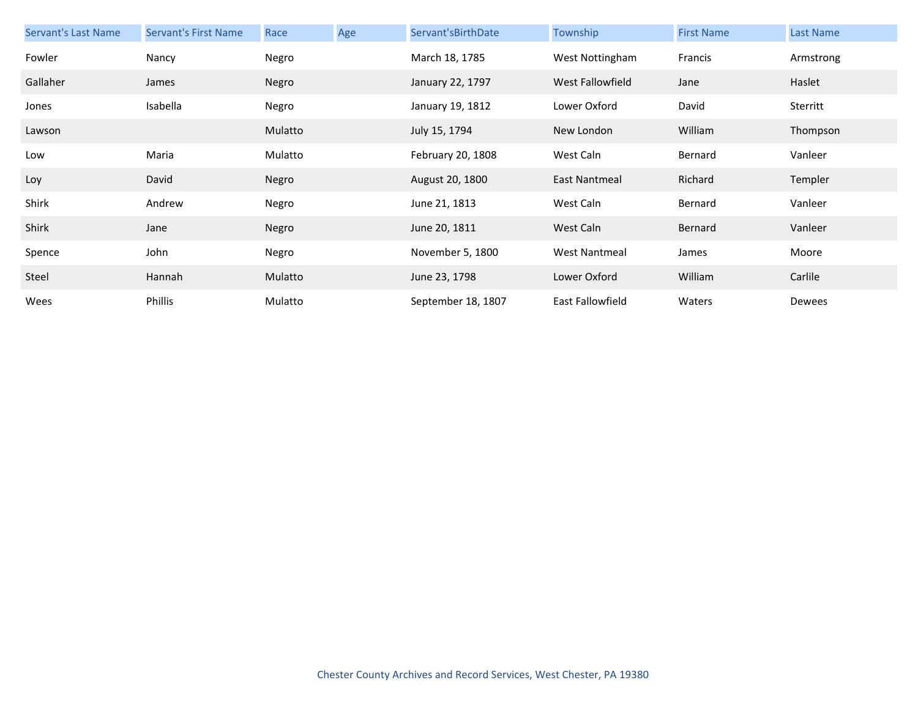| Servant's Last Name | Servant's First Name | Race | Age | Servant'sBirthDate | Township | First Name | Last Name |
|---|---|---|---|---|---|---|---|
| Fowler | Nancy | Negro | | March 18, 1785 | West Nottingham | Francis | Armstrong |
| Gallaher | James | Negro | | January 22, 1797 | West Fallowfield | Jane | Haslet |
| Jones | Isabella | Negro | | January 19, 1812 | Lower Oxford | David | Sterritt |
| Lawson | | Mulatto | | July 15, 1794 | New London | William | Thompson |
| Low | Maria | Mulatto | | February 20, 1808 | West Caln | Bernard | Vanleer |
| Loy | David | Negro | | August 20, 1800 | East Nantmeal | Richard | Templer |
| Shirk | Andrew | Negro | | June 21, 1813 | West Caln | Bernard | Vanleer |
| Shirk | Jane | Negro | | June 20, 1811 | West Caln | Bernard | Vanleer |
| Spence | John | Negro | | November 5, 1800 | West Nantmeal | James | Moore |
| Steel | Hannah | Mulatto | | June 23, 1798 | Lower Oxford | William | Carlile |
| Wees | Phillis | Mulatto | | September 18, 1807 | East Fallowfield | Waters | Dewees |